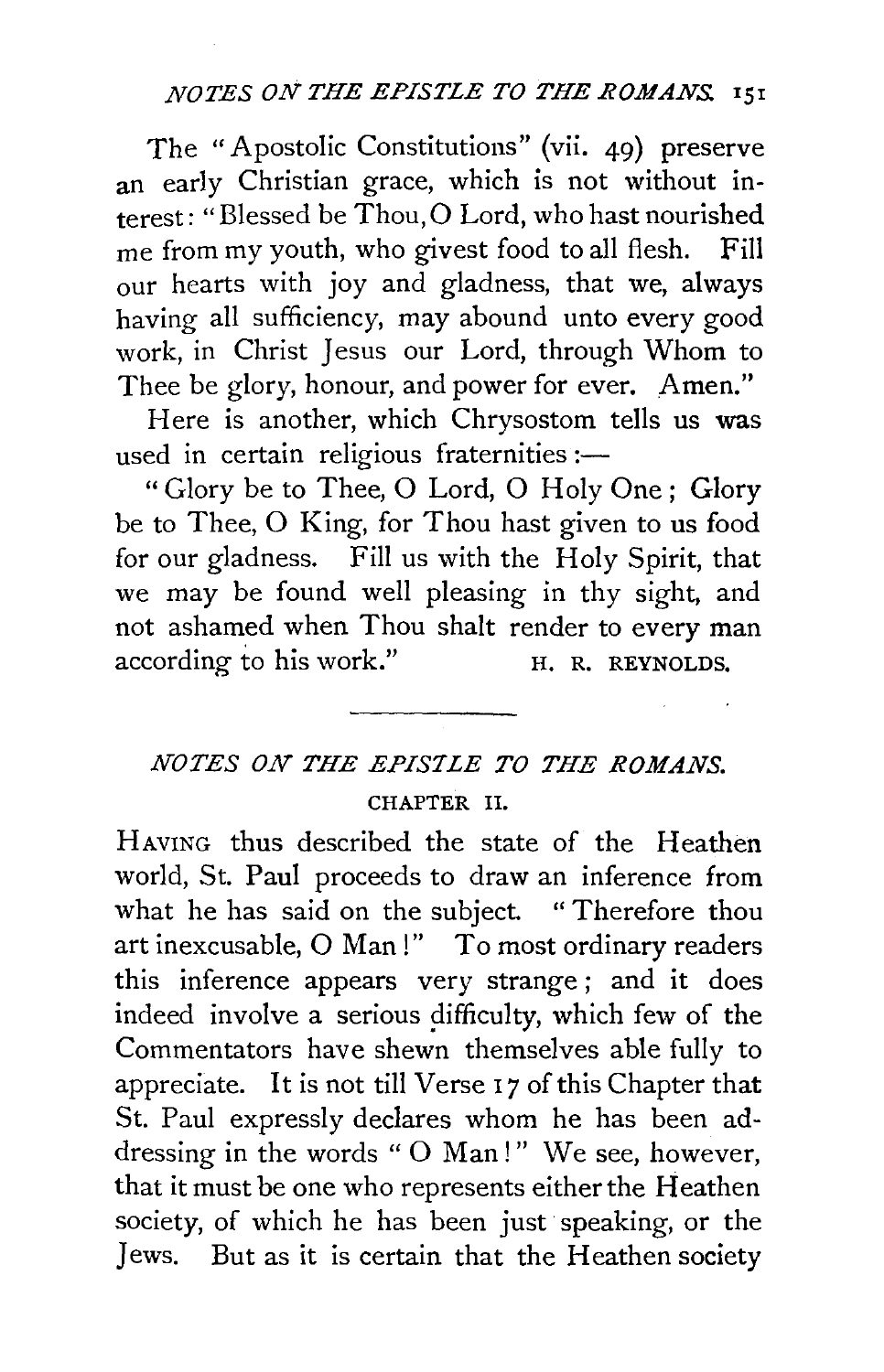The "Apostolic Constitutions" (vii. 49) preserve an early Christian grace, which is not without interest: "Blessed be Thou, O Lord, who hast nourished me from my youth, who givest food to all flesh. Fill our hearts with joy and gladness, that we, always having all sufficiency, may abound unto every good work, in Christ Jesus our Lord, through Whom to Thee be glory, honour, and power for ever. Amen."

Here is another, which Chrysostom tells us was used in certain religious fraternities:—

"Glory be to Thee, O Lord, O Holy One; Glory be to Thee, O King, for Thou hast given to us food for our gladness. Fill us with the Holy Spirit, that we may be found well pleasing in thy sight, and not ashamed when Thou shalt render to every man according to his work."

H. R. REYNOLDS.

---

## *NOTES ON THE EPISTLE TO THE ROMANS.*

### CHAPTER II.

HAVING thus described the state of the Heathen world, St. Paul proceeds to draw an inference from what he has said on the subject. "Therefore thou art inexcusable, O Man!" To most ordinary readers this inference appears very strange; and it does indeed involve a serious difficulty, which few of the Commentators have shewn themselves able fully to appreciate. It is not till Verse 17 of this Chapter that St. Paul expressly declares whom he has been addressing in the words "O Man!" We see, however, that it must be one who represents either the Heathen society, of which he has been just speaking, or the Jews. But as it is certain that the Heathen society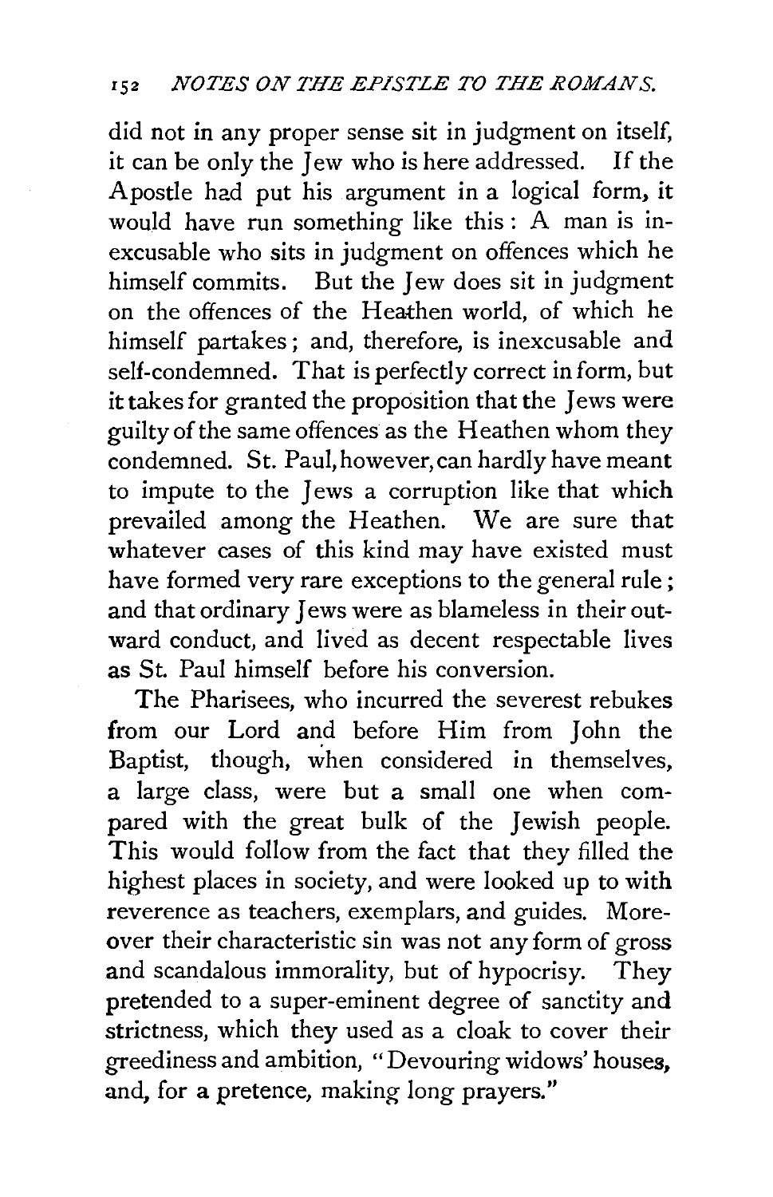did not in any proper sense sit in judgment on itself, it can be only the Jew who is here addressed. If the Apostle had put his argument in a logical form, it would have run something like this: A man is inexcusable who sits in judgment on offences which he himself commits. But the Jew does sit in judgment on the offences of the Heathen world, of which he himself partakes; and, therefore, is inexcusable and self-condemned. That is perfectly correct in form, but it takes for granted the proposition that the Jews were guilty of the same offences as the Heathen whom they condemned. St. Paul, however, can hardly have meant to impute to the Jews a corruption like that which prevailed among the Heathen. We are sure that whatever cases of this kind may have existed must have formed very rare exceptions to the general rule; and that ordinary Jews were as blameless in their outward conduct, and lived as decent respectable lives as St. Paul himself before his conversion.

The Pharisees, who incurred the severest rebukes from our Lord and before Him from John the Baptist, though, when considered in themselves, a large class, were but a small one when compared with the great bulk of the Jewish people. This would follow from the fact that they filled the highest places in society, and were looked up to with reverence as teachers, exemplars, and guides. Moreover their characteristic sin was not any form of gross and scandalous immorality, but of hypocrisy. They pretended to a super-eminent degree of sanctity and strictness, which they used as a cloak to cover their greediness and ambition, "Devouring widows' houses, and, for a pretence, making long prayers."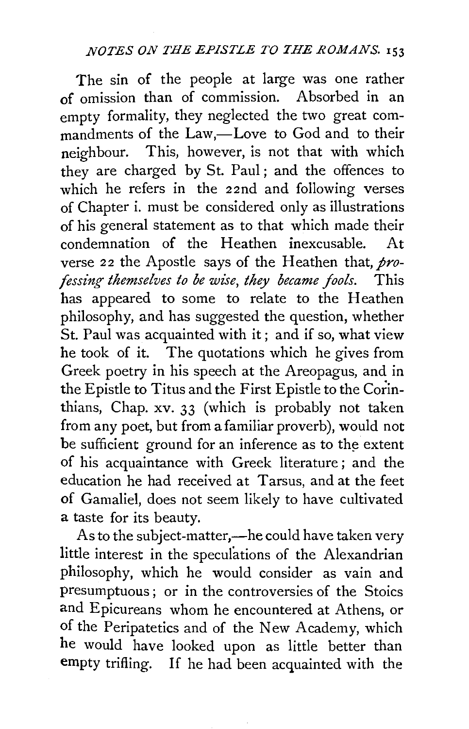The sin of the people at large was one rather of omission than of commission. Absorbed in an empty formality, they neglected the two great commandments of the Law,—Love to God and to their neighbour. This, however, is not that with which they are charged by St. Paul; and the offences to which he refers in the 22nd and following verses of Chapter i. must be considered only as illustrations of his general statement as to that which made their condemnation of the Heathen inexcusable. At verse 22 the Apostle says of the Heathen that, *professing themselves to be wise, they became fools.* This has appeared to some to relate to the Heathen philosophy, and has suggested the question, whether St. Paul was acquainted with it; and if so, what view he took of it. The quotations which he gives from Greek poetry in his speech at the Areopagus, and in the Epistle to Titus and the First Epistle to the Corinthians, Chap. xv. 33 (which is probably not taken from any poet, but from a familiar proverb), would not be sufficient ground for an inference as to the extent of his acquaintance with Greek literature; and the education he had received at Tarsus, and at the feet of Gamaliel, does not seem likely to have cultivated a taste for its beauty.

As to the subject-matter,—he could have taken very little interest in the speculations of the Alexandrian philosophy, which he would consider as vain and presumptuous; or in the controversies of the Stoics and Epicureans whom he encountered at Athens, or of the Peripatetics and of the New Academy, which he would have looked upon as little better than empty trifling. If he had been acquainted with the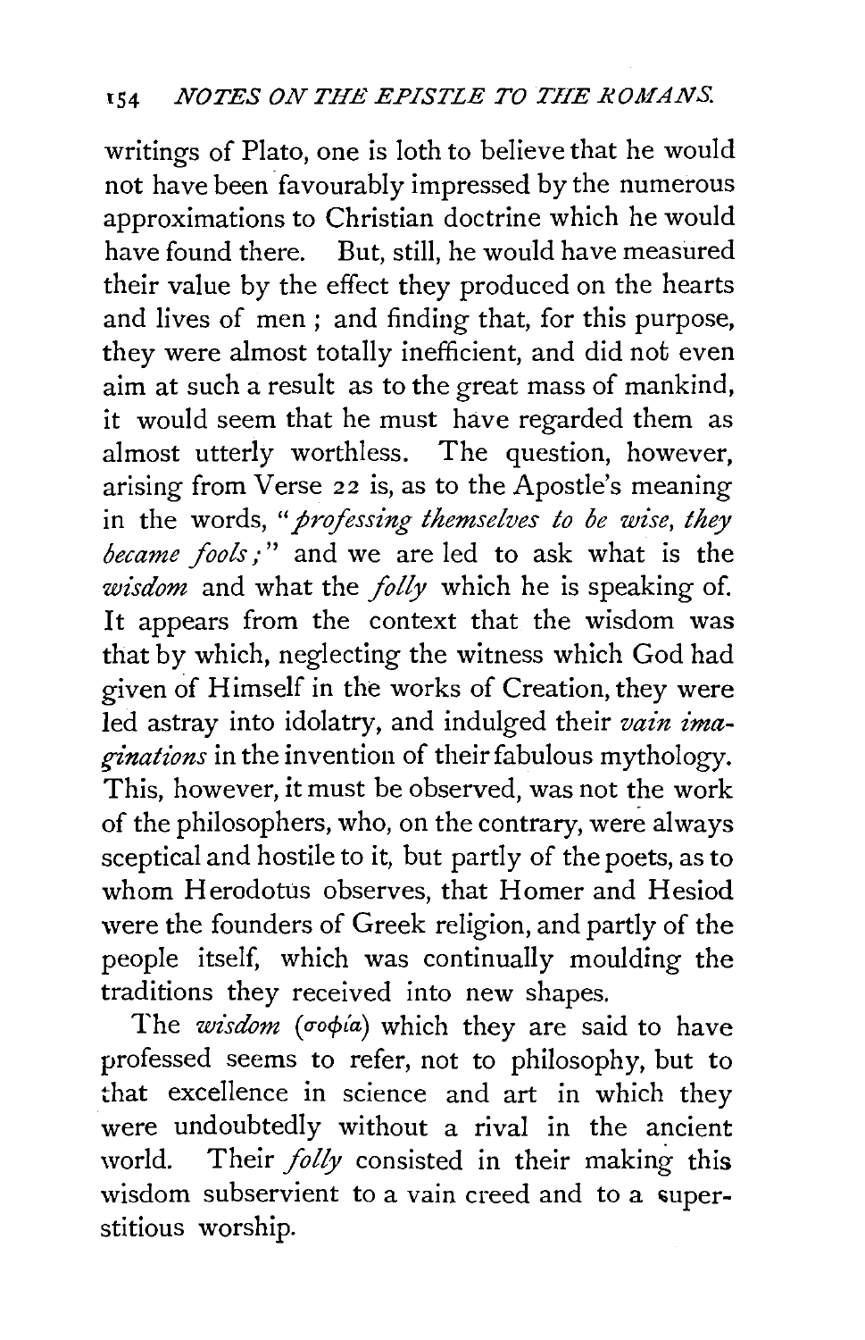writings of Plato, one is loth to believe that he would not have been favourably impressed by the numerous approximations to Christian doctrine which he would have found there. But, still, he would have measured their value by the effect they produced on the hearts and lives of men ; and finding that, for this purpose, they were almost totally inefficient, and did not even aim at such a result as to the great mass of mankind, it would seem that he must have regarded them as almost utterly worthless. The question, however, arising from Verse 22 is, as to the Apostle's meaning in the words, "*professing themselves to be wise, they became fools;*" and we are led to ask what is the *wisdom* and what the *folly* which he is speaking of. It appears from the context that the wisdom was that by which, neglecting the witness which God had given of Himself in the works of Creation, they were led astray into idolatry, and indulged their *vain imaginations* in the invention of their fabulous mythology. This, however, it must be observed, was not the work of the philosophers, who, on the contrary, were always sceptical and hostile to it, but partly of the poets, as to whom Herodotus observes, that Homer and Hesiod were the founders of Greek religion, and partly of the people itself, which was continually moulding the traditions they received into new shapes.

The *wisdom* (σοφία) which they are said to have professed seems to refer, not to philosophy, but to that excellence in science and art in which they were undoubtedly without a rival in the ancient world. Their *folly* consisted in their making this wisdom subservient to a vain creed and to a superstitious worship.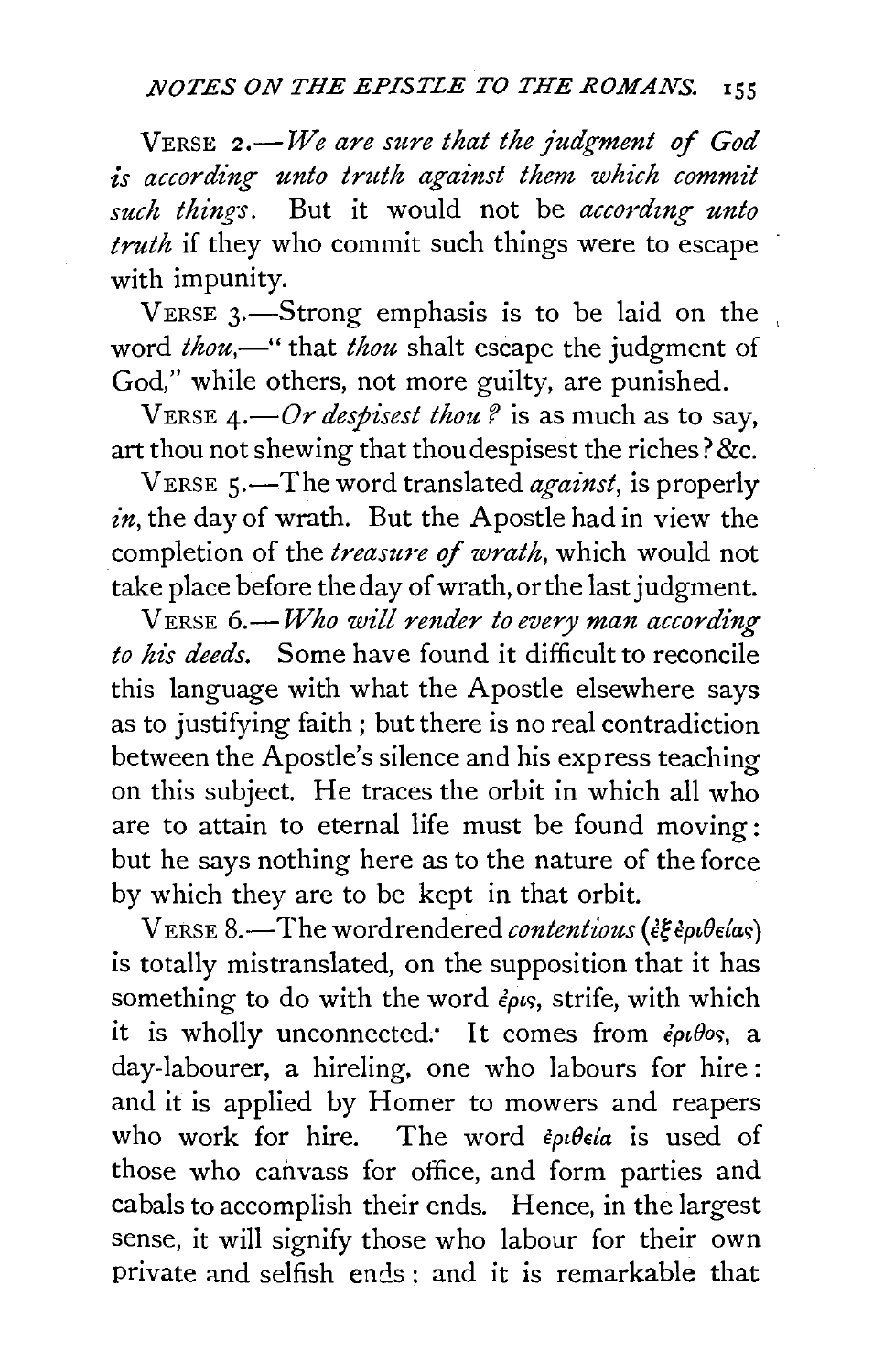VERSE 2.—*We are sure that the judgment of God is according unto truth against them which commit such things.* But it would not be *according unto truth* if they who commit such things were to escape with impunity.

VERSE 3.—Strong emphasis is to be laid on the word *thou*,—" that *thou* shalt escape the judgment of God," while others, not more guilty, are punished.

VERSE 4.—*Or despisest thou?* is as much as to say, art thou not shewing that thou despisest the riches? &c.

VERSE 5.—The word translated *against*, is properly *in*, the day of wrath. But the Apostle had in view the completion of the *treasure of wrath*, which would not take place before the day of wrath, or the last judgment.

VERSE 6.—*Who will render to every man according to his deeds.* Some have found it difficult to reconcile this language with what the Apostle elsewhere says as to justifying faith; but there is no real contradiction between the Apostle's silence and his express teaching on this subject. He traces the orbit in which all who are to attain to eternal life must be found moving: but he says nothing here as to the nature of the force by which they are to be kept in that orbit.

VERSE 8.—The word rendered *contentious* (ἐξ ἐριθείας) is totally mistranslated, on the supposition that it has something to do with the word ἔρις, strife, with which it is wholly unconnected. It comes from ἔριθος, a day-labourer, a hireling, one who labours for hire: and it is applied by Homer to mowers and reapers who work for hire. The word ἐριθεία is used of those who canvass for office, and form parties and cabals to accomplish their ends. Hence, in the largest sense, it will signify those who labour for their own private and selfish ends; and it is remarkable that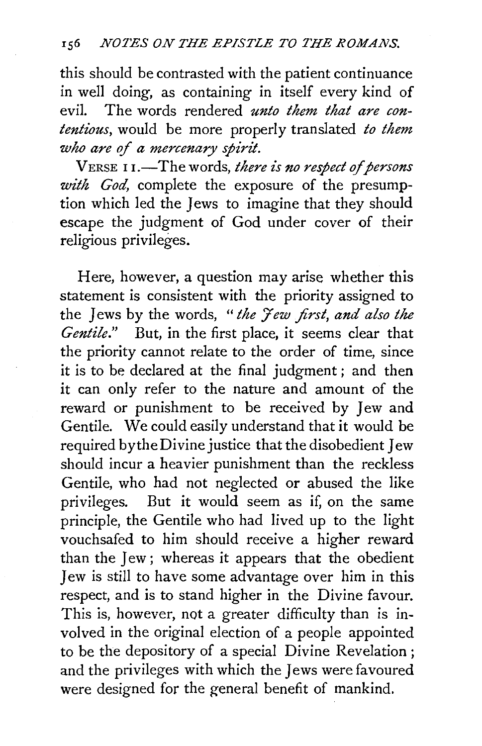this should be contrasted with the patient continuance in well doing, as containing in itself every kind of evil. The words rendered *unto them that are contentious*, would be more properly translated *to them who are of a mercenary spirit.*

VERSE 11.—The words, *there is no respect of persons with God,* complete the exposure of the presumption which led the Jews to imagine that they should escape the judgment of God under cover of their religious privileges.

Here, however, a question may arise whether this statement is consistent with the priority assigned to the Jews by the words, "*the Jew first, and also the Gentile.*" But, in the first place, it seems clear that the priority cannot relate to the order of time, since it is to be declared at the final judgment; and then it can only refer to the nature and amount of the reward or punishment to be received by Jew and Gentile. We could easily understand that it would be required by the Divine justice that the disobedient Jew should incur a heavier punishment than the reckless Gentile, who had not neglected or abused the like privileges. But it would seem as if, on the same principle, the Gentile who had lived up to the light vouchsafed to him should receive a higher reward than the Jew; whereas it appears that the obedient Jew is still to have some advantage over him in this respect, and is to stand higher in the Divine favour. This is, however, not a greater difficulty than is involved in the original election of a people appointed to be the depository of a special Divine Revelation; and the privileges with which the Jews were favoured were designed for the general benefit of mankind.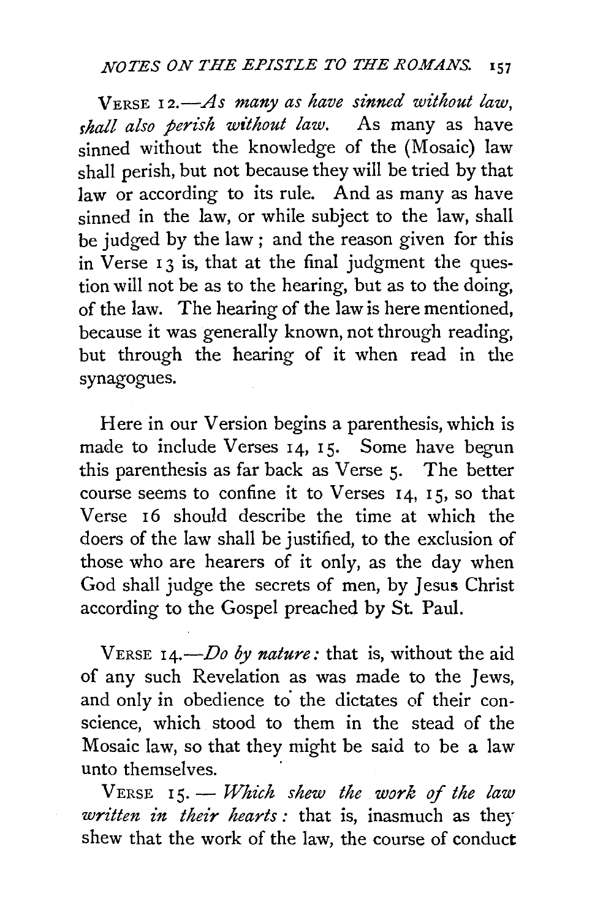VERSE 12.—*As many as have sinned without law, shall also perish without law.* As many as have sinned without the knowledge of the (Mosaic) law shall perish, but not because they will be tried by that law or according to its rule. And as many as have sinned in the law, or while subject to the law, shall be judged by the law; and the reason given for this in Verse 13 is, that at the final judgment the question will not be as to the hearing, but as to the doing, of the law. The hearing of the law is here mentioned, because it was generally known, not through reading, but through the hearing of it when read in the synagogues.

Here in our Version begins a parenthesis, which is made to include Verses 14, 15. Some have begun this parenthesis as far back as Verse 5. The better course seems to confine it to Verses 14, 15, so that Verse 16 should describe the time at which the doers of the law shall be justified, to the exclusion of those who are hearers of it only, as the day when God shall judge the secrets of men, by Jesus Christ according to the Gospel preached by St. Paul.

VERSE 14.—*Do by nature:* that is, without the aid of any such Revelation as was made to the Jews, and only in obedience to the dictates of their conscience, which stood to them in the stead of the Mosaic law, so that they might be said to be a law unto themselves.

VERSE 15.—*Which shew the work of the law written in their hearts:* that is, inasmuch as they shew that the work of the law, the course of conduct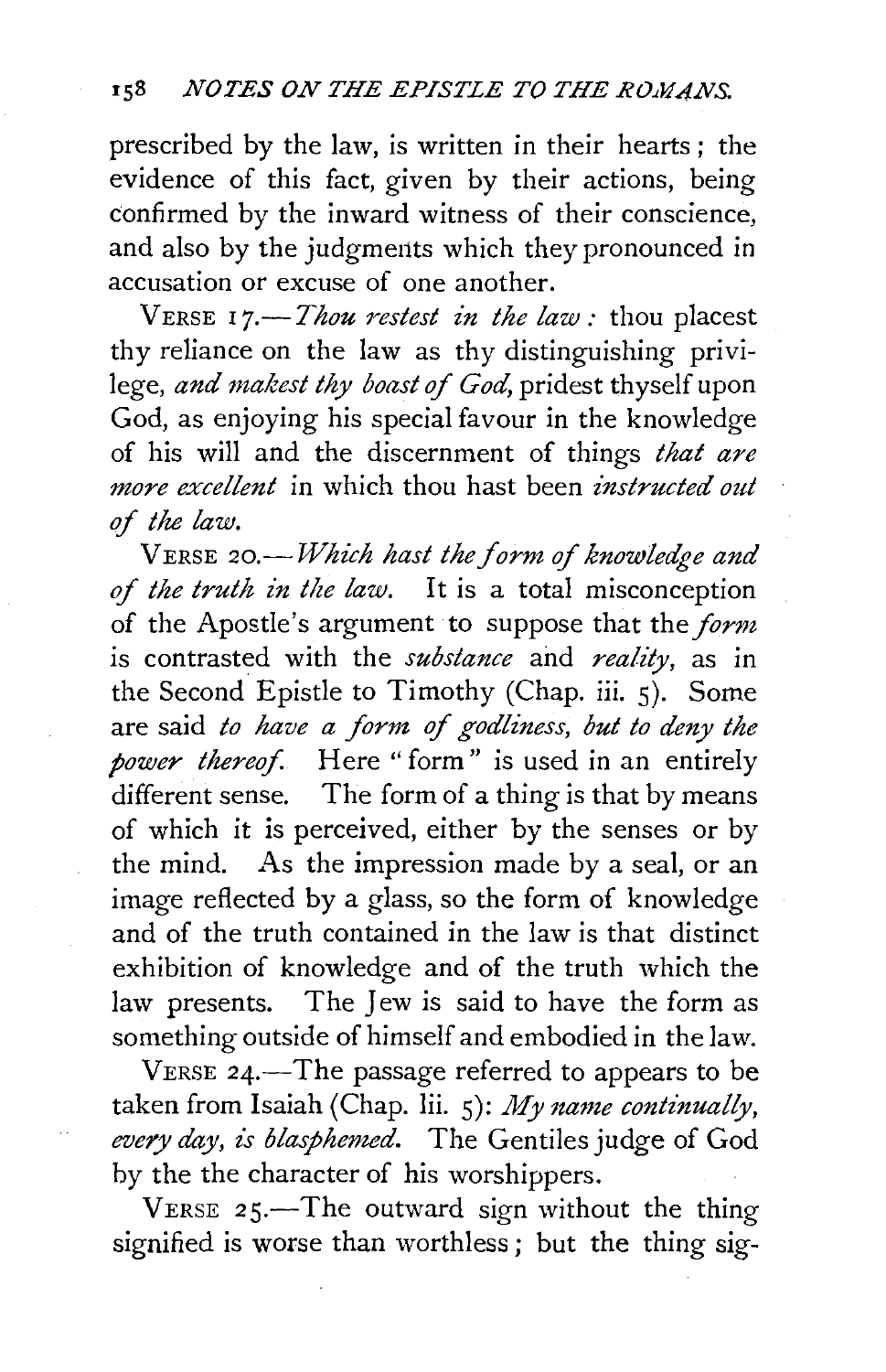prescribed by the law, is written in their hearts; the evidence of this fact, given by their actions, being confirmed by the inward witness of their conscience, and also by the judgments which they pronounced in accusation or excuse of one another.

VERSE 17.—*Thou restest in the law:* thou placest thy reliance on the law as thy distinguishing privilege, *and makest thy boast of God,* pridest thyself upon God, as enjoying his special favour in the knowledge of his will and the discernment of things *that are more excellent* in which thou hast been *instructed out of the law.*

VERSE 20.—*Which hast the form of knowledge and of the truth in the law.* It is a total misconception of the Apostle's argument to suppose that the *form* is contrasted with the *substance* and *reality,* as in the Second Epistle to Timothy (Chap. iii. 5). Some are said *to have a form of godliness, but to deny the power thereof.* Here "form" is used in an entirely different sense. The form of a thing is that by means of which it is perceived, either by the senses or by the mind. As the impression made by a seal, or an image reflected by a glass, so the form of knowledge and of the truth contained in the law is that distinct exhibition of knowledge and of the truth which the law presents. The Jew is said to have the form as something outside of himself and embodied in the law.

VERSE 24.—The passage referred to appears to be taken from Isaiah (Chap. lii. 5): *My name continually, every day, is blasphemed.* The Gentiles judge of God by the the character of his worshippers.

VERSE 25.—The outward sign without the thing signified is worse than worthless; but the thing sig-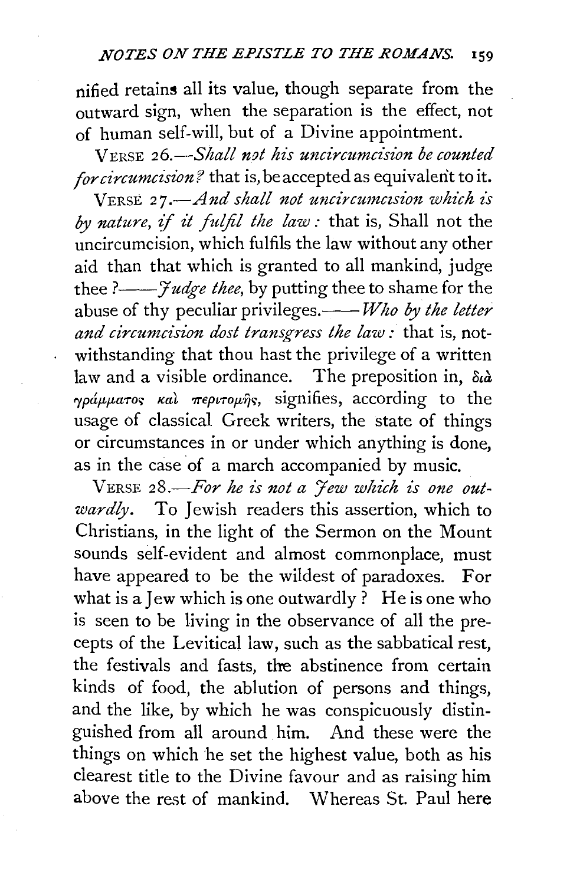nified retains all its value, though separate from the outward sign, when the separation is the effect, not of human self-will, but of a Divine appointment.

VERSE 26.—*Shall not his uncircumcision be counted for circumcision?* that is, be accepted as equivalent to it.

VERSE 27.—*And shall not uncircumcision which is by nature, if it fulfil the law:* that is, Shall not the uncircumcision, which fulfils the law without any other aid than that which is granted to all mankind, judge thee ?——*Judge thee,* by putting thee to shame for the abuse of thy peculiar privileges.——*Who by the letter and circumcision dost transgress the law:* that is, notwithstanding that thou hast the privilege of a written law and a visible ordinance. The preposition in, διὰ γράμματος καὶ περιτομῆς, signifies, according to the usage of classical Greek writers, the state of things or circumstances in or under which anything is done, as in the case of a march accompanied by music.

VERSE 28.—*For he is not a Jew which is one outwardly.* To Jewish readers this assertion, which to Christians, in the light of the Sermon on the Mount sounds self-evident and almost commonplace, must have appeared to be the wildest of paradoxes. For what is a Jew which is one outwardly ? He is one who is seen to be living in the observance of all the precepts of the Levitical law, such as the sabbatical rest, the festivals and fasts, the abstinence from certain kinds of food, the ablution of persons and things, and the like, by which he was conspicuously distinguished from all around him. And these were the things on which he set the highest value, both as his clearest title to the Divine favour and as raising him above the rest of mankind. Whereas St. Paul here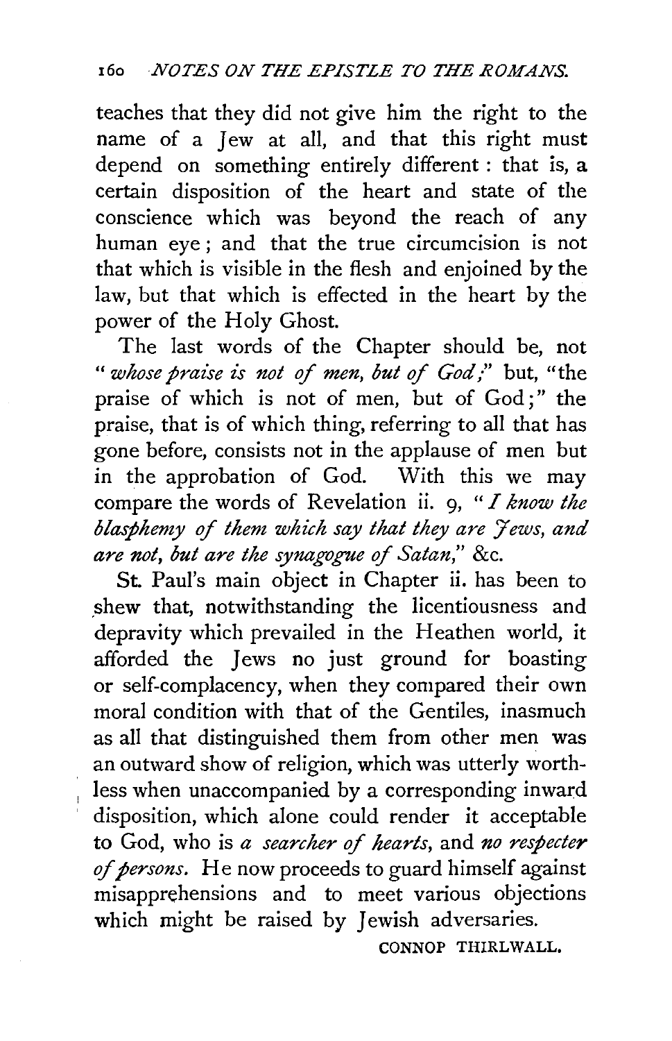teaches that they did not give him the right to the name of a Jew at all, and that this right must depend on something entirely different : that is, a certain disposition of the heart and state of the conscience which was beyond the reach of any human eye ; and that the true circumcision is not that which is visible in the flesh and enjoined by the law, but that which is effected in the heart by the power of the Holy Ghost.

The last words of the Chapter should be, not "*whose praise is not of men, but of God;*" but, "the praise of which is not of men, but of God;" the praise, that is of which thing, referring to all that has gone before, consists not in the applause of men but in the approbation of God. With this we may compare the words of Revelation ii. 9, "*I know the blasphemy of them which say that they are Jews, and are not, but are the synagogue of Satan,*" &c.

St. Paul's main object in Chapter ii. has been to shew that, notwithstanding the licentiousness and depravity which prevailed in the Heathen world, it afforded the Jews no just ground for boasting or self-complacency, when they compared their own moral condition with that of the Gentiles, inasmuch as all that distinguished them from other men was an outward show of religion, which was utterly worthless when unaccompanied by a corresponding inward disposition, which alone could render it acceptable to God, who is *a searcher of hearts*, and *no respecter of persons*. He now proceeds to guard himself against misapprehensions and to meet various objections which might be raised by Jewish adversaries.

CONNOP THIRLWALL.